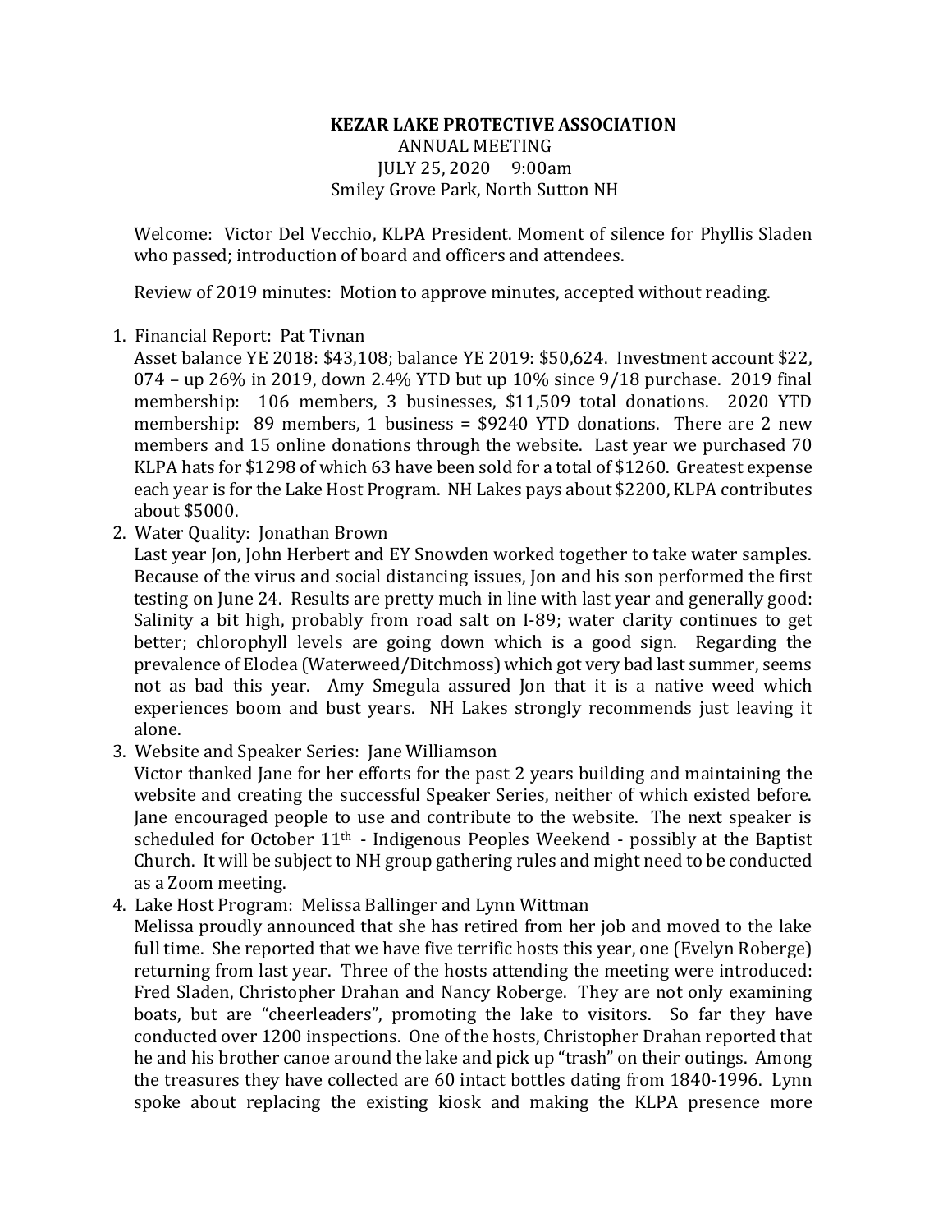**KEZAR LAKE PROTECTIVE ASSOCIATION**

ANNUAL MEETING

JULY 25, 2020 9:00am

Smiley Grove Park, North Sutton NH

Welcome: Victor Del Vecchio, KLPA President. Moment of silence for Phyllis Sladen who passed; introduction of board and officers and attendees.

Review of 2019 minutes: Motion to approve minutes, accepted without reading.

1. Financial Report: Pat Tivnan
   Asset balance YE 2018: $43,108; balance YE 2019: $50,624. Investment account $22, 074 – up 26% in 2019, down 2.4% YTD but up 10% since 9/18 purchase. 2019 final membership: 106 members, 3 businesses, $11,509 total donations. 2020 YTD membership: 89 members, 1 business = $9240 YTD donations. There are 2 new members and 15 online donations through the website. Last year we purchased 70 KLPA hats for $1298 of which 63 have been sold for a total of $1260. Greatest expense each year is for the Lake Host Program. NH Lakes pays about $2200, KLPA contributes about $5000.
2. Water Quality: Jonathan Brown
   Last year Jon, John Herbert and EY Snowden worked together to take water samples. Because of the virus and social distancing issues, Jon and his son performed the first testing on June 24. Results are pretty much in line with last year and generally good: Salinity a bit high, probably from road salt on I-89; water clarity continues to get better; chlorophyll levels are going down which is a good sign. Regarding the prevalence of Elodea (Waterweed/Ditchmoss) which got very bad last summer, seems not as bad this year. Amy Smegula assured Jon that it is a native weed which experiences boom and bust years. NH Lakes strongly recommends just leaving it alone.
3. Website and Speaker Series: Jane Williamson
   Victor thanked Jane for her efforts for the past 2 years building and maintaining the website and creating the successful Speaker Series, neither of which existed before. Jane encouraged people to use and contribute to the website. The next speaker is scheduled for October 11th - Indigenous Peoples Weekend - possibly at the Baptist Church. It will be subject to NH group gathering rules and might need to be conducted as a Zoom meeting.
4. Lake Host Program: Melissa Ballinger and Lynn Wittman
   Melissa proudly announced that she has retired from her job and moved to the lake full time. She reported that we have five terrific hosts this year, one (Evelyn Roberge) returning from last year. Three of the hosts attending the meeting were introduced: Fred Sladen, Christopher Drahan and Nancy Roberge. They are not only examining boats, but are "cheerleaders", promoting the lake to visitors. So far they have conducted over 1200 inspections. One of the hosts, Christopher Drahan reported that he and his brother canoe around the lake and pick up "trash" on their outings. Among the treasures they have collected are 60 intact bottles dating from 1840-1996. Lynn spoke about replacing the existing kiosk and making the KLPA presence more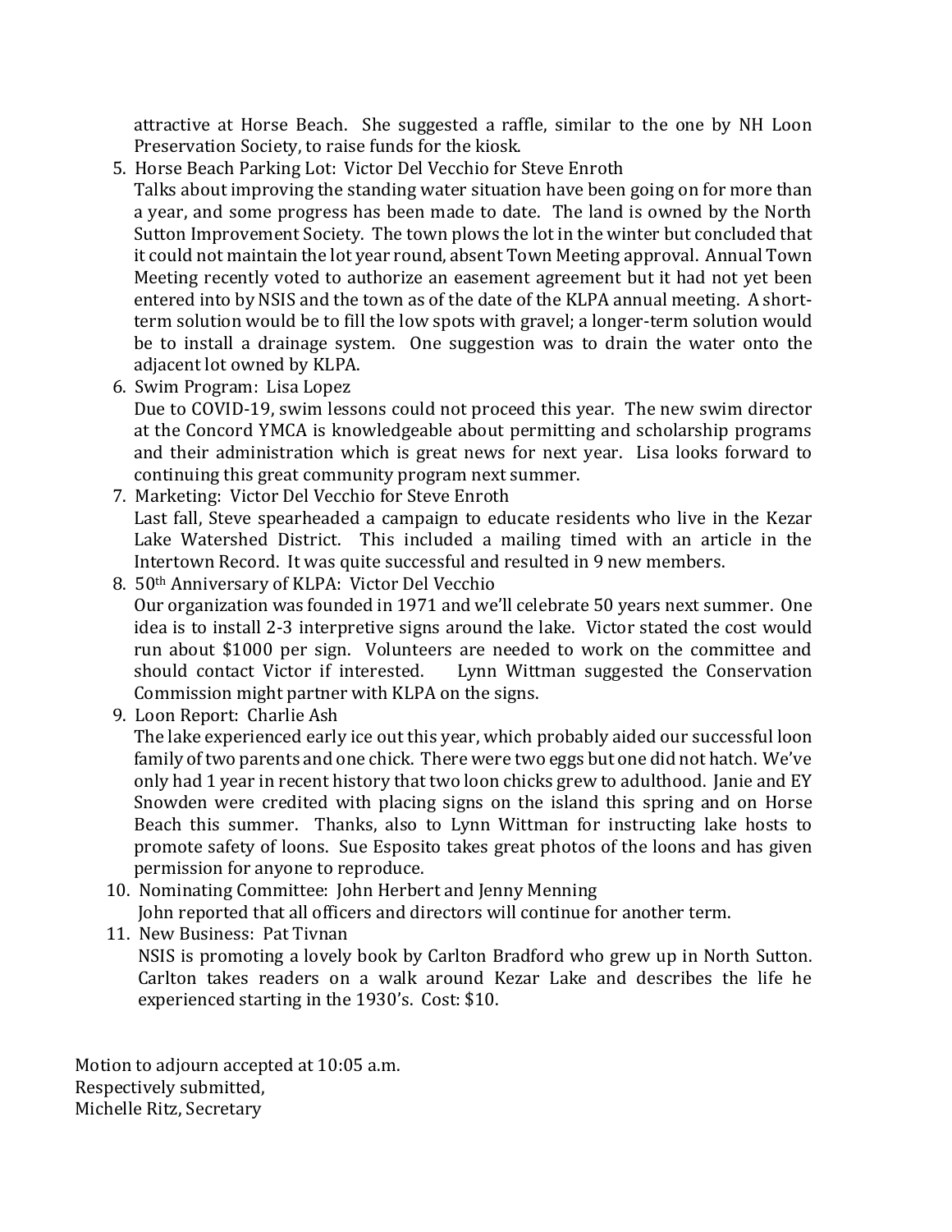attractive at Horse Beach. She suggested a raffle, similar to the one by NH Loon Preservation Society, to raise funds for the kiosk.

5. Horse Beach Parking Lot: Victor Del Vecchio for Steve Enroth
   Talks about improving the standing water situation have been going on for more than a year, and some progress has been made to date. The land is owned by the North Sutton Improvement Society. The town plows the lot in the winter but concluded that it could not maintain the lot year round, absent Town Meeting approval. Annual Town Meeting recently voted to authorize an easement agreement but it had not yet been entered into by NSIS and the town as of the date of the KLPA annual meeting. A short-term solution would be to fill the low spots with gravel; a longer-term solution would be to install a drainage system. One suggestion was to drain the water onto the adjacent lot owned by KLPA.
6. Swim Program: Lisa Lopez
   Due to COVID-19, swim lessons could not proceed this year. The new swim director at the Concord YMCA is knowledgeable about permitting and scholarship programs and their administration which is great news for next year. Lisa looks forward to continuing this great community program next summer.
7. Marketing: Victor Del Vecchio for Steve Enroth
   Last fall, Steve spearheaded a campaign to educate residents who live in the Kezar Lake Watershed District. This included a mailing timed with an article in the Intertown Record. It was quite successful and resulted in 9 new members.
8. 50th Anniversary of KLPA: Victor Del Vecchio
   Our organization was founded in 1971 and we'll celebrate 50 years next summer. One idea is to install 2-3 interpretive signs around the lake. Victor stated the cost would run about $1000 per sign. Volunteers are needed to work on the committee and should contact Victor if interested. Lynn Wittman suggested the Conservation Commission might partner with KLPA on the signs.
9. Loon Report: Charlie Ash
   The lake experienced early ice out this year, which probably aided our successful loon family of two parents and one chick. There were two eggs but one did not hatch. We've only had 1 year in recent history that two loon chicks grew to adulthood. Janie and EY Snowden were credited with placing signs on the island this spring and on Horse Beach this summer. Thanks, also to Lynn Wittman for instructing lake hosts to promote safety of loons. Sue Esposito takes great photos of the loons and has given permission for anyone to reproduce.
10. Nominating Committee: John Herbert and Jenny Menning
    John reported that all officers and directors will continue for another term.
11. New Business: Pat Tivnan
    NSIS is promoting a lovely book by Carlton Bradford who grew up in North Sutton. Carlton takes readers on a walk around Kezar Lake and describes the life he experienced starting in the 1930's. Cost: $10.

Motion to adjourn accepted at 10:05 a.m.
Respectively submitted,
Michelle Ritz, Secretary